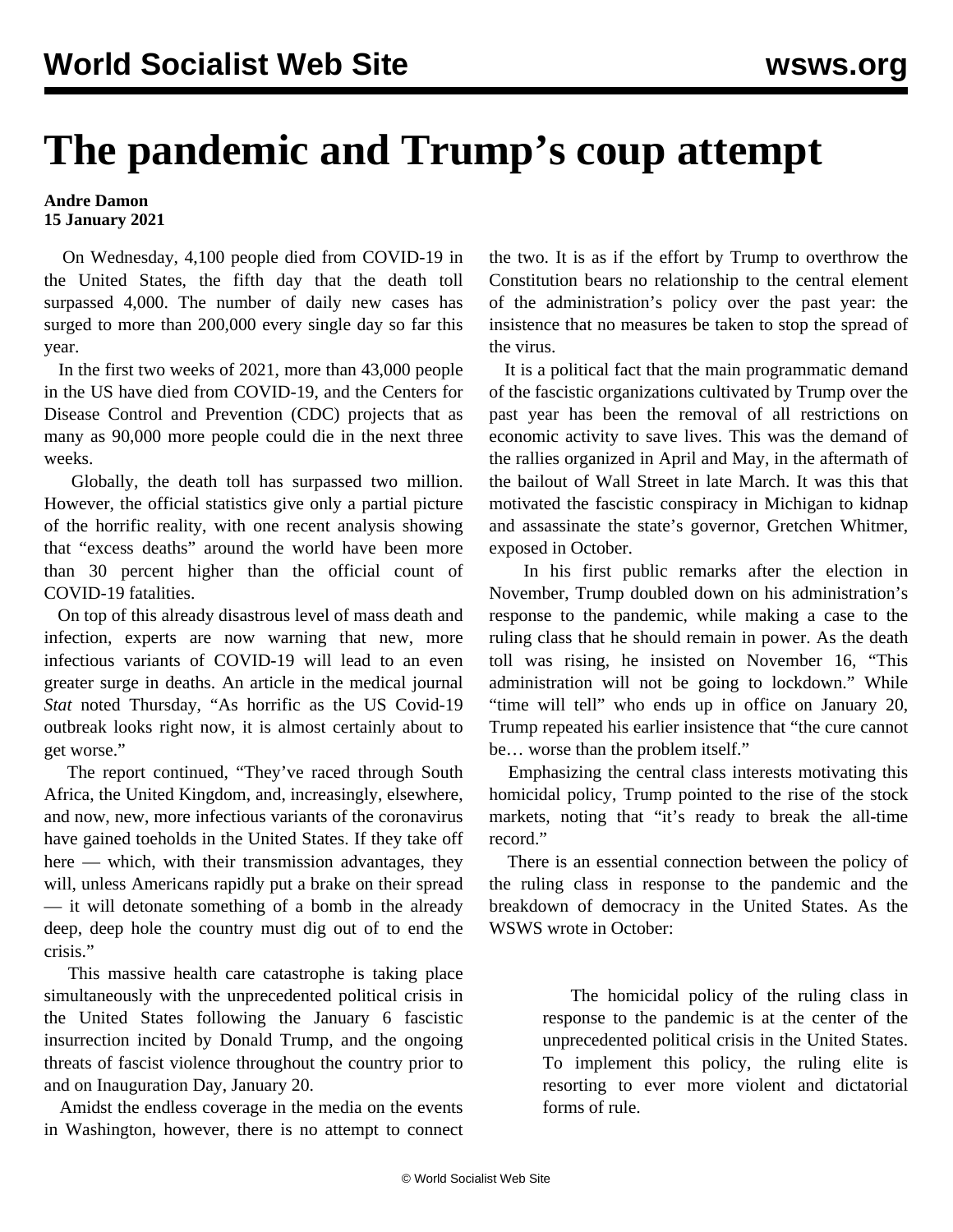# The pandemic and Trump's coup attempt

**Andre Damon**
**15 January 2021**

On Wednesday, 4,100 people died from COVID-19 in the United States, the fifth day that the death toll surpassed 4,000. The number of daily new cases has surged to more than 200,000 every single day so far this year.

In the first two weeks of 2021, more than 43,000 people in the US have died from COVID-19, and the Centers for Disease Control and Prevention (CDC) projects that as many as 90,000 more people could die in the next three weeks.

Globally, the death toll has surpassed two million. However, the official statistics give only a partial picture of the horrific reality, with one recent analysis showing that "excess deaths" around the world have been more than 30 percent higher than the official count of COVID-19 fatalities.

On top of this already disastrous level of mass death and infection, experts are now warning that new, more infectious variants of COVID-19 will lead to an even greater surge in deaths. An article in the medical journal *Stat* noted Thursday, "As horrific as the US Covid-19 outbreak looks right now, it is almost certainly about to get worse."

The report continued, "They've raced through South Africa, the United Kingdom, and, increasingly, elsewhere, and now, new, more infectious variants of the coronavirus have gained toeholds in the United States. If they take off here — which, with their transmission advantages, they will, unless Americans rapidly put a brake on their spread — it will detonate something of a bomb in the already deep, deep hole the country must dig out of to end the crisis."

This massive health care catastrophe is taking place simultaneously with the unprecedented political crisis in the United States following the January 6 fascistic insurrection incited by Donald Trump, and the ongoing threats of fascist violence throughout the country prior to and on Inauguration Day, January 20.

Amidst the endless coverage in the media on the events in Washington, however, there is no attempt to connect the two. It is as if the effort by Trump to overthrow the Constitution bears no relationship to the central element of the administration's policy over the past year: the insistence that no measures be taken to stop the spread of the virus.

It is a political fact that the main programmatic demand of the fascistic organizations cultivated by Trump over the past year has been the removal of all restrictions on economic activity to save lives. This was the demand of the rallies organized in April and May, in the aftermath of the bailout of Wall Street in late March. It was this that motivated the fascistic conspiracy in Michigan to kidnap and assassinate the state's governor, Gretchen Whitmer, exposed in October.

In his first public remarks after the election in November, Trump doubled down on his administration's response to the pandemic, while making a case to the ruling class that he should remain in power. As the death toll was rising, he insisted on November 16, "This administration will not be going to lockdown." While "time will tell" who ends up in office on January 20, Trump repeated his earlier insistence that "the cure cannot be… worse than the problem itself."

Emphasizing the central class interests motivating this homicidal policy, Trump pointed to the rise of the stock markets, noting that "it's ready to break the all-time record."

There is an essential connection between the policy of the ruling class in response to the pandemic and the breakdown of democracy in the United States. As the WSWS wrote in October:

> The homicidal policy of the ruling class in response to the pandemic is at the center of the unprecedented political crisis in the United States. To implement this policy, the ruling elite is resorting to ever more violent and dictatorial forms of rule.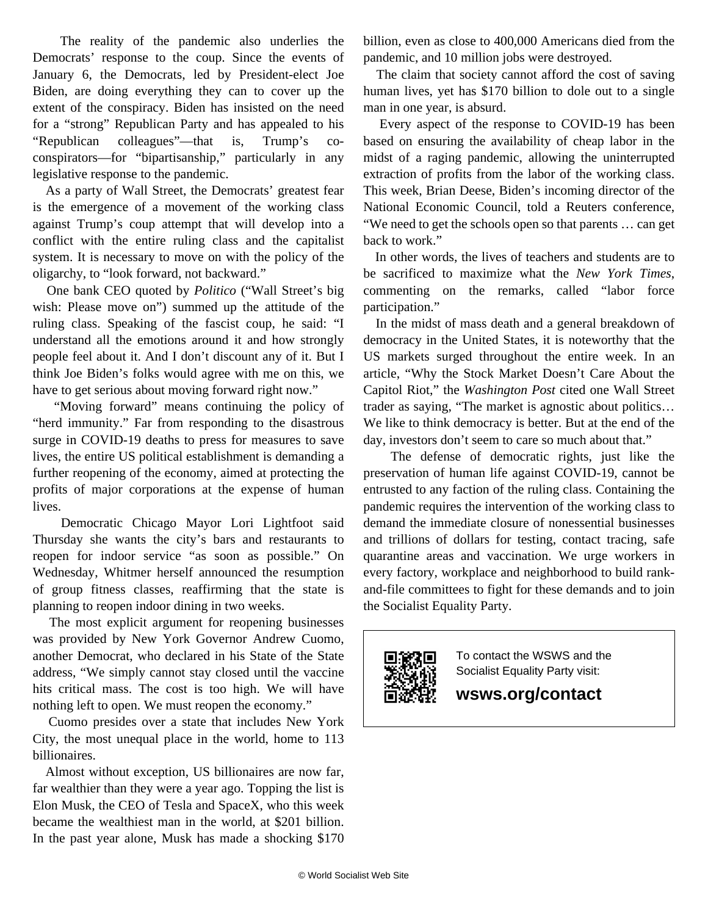The reality of the pandemic also underlies the Democrats' response to the coup. Since the events of January 6, the Democrats, led by President-elect Joe Biden, are doing everything they can to cover up the extent of the conspiracy. Biden has insisted on the need for a "strong" Republican Party and has appealed to his "Republican colleagues"—that is, Trump's co-conspirators—for "bipartisanship," particularly in any legislative response to the pandemic.

As a party of Wall Street, the Democrats' greatest fear is the emergence of a movement of the working class against Trump's coup attempt that will develop into a conflict with the entire ruling class and the capitalist system. It is necessary to move on with the policy of the oligarchy, to "look forward, not backward."

One bank CEO quoted by *Politico* ("Wall Street's big wish: Please move on") summed up the attitude of the ruling class. Speaking of the fascist coup, he said: "I understand all the emotions around it and how strongly people feel about it. And I don't discount any of it. But I think Joe Biden's folks would agree with me on this, we have to get serious about moving forward right now."

"Moving forward" means continuing the policy of "herd immunity." Far from responding to the disastrous surge in COVID-19 deaths to press for measures to save lives, the entire US political establishment is demanding a further reopening of the economy, aimed at protecting the profits of major corporations at the expense of human lives.

Democratic Chicago Mayor Lori Lightfoot said Thursday she wants the city's bars and restaurants to reopen for indoor service "as soon as possible." On Wednesday, Whitmer herself announced the resumption of group fitness classes, reaffirming that the state is planning to reopen indoor dining in two weeks.

The most explicit argument for reopening businesses was provided by New York Governor Andrew Cuomo, another Democrat, who declared in his State of the State address, "We simply cannot stay closed until the vaccine hits critical mass. The cost is too high. We will have nothing left to open. We must reopen the economy."

Cuomo presides over a state that includes New York City, the most unequal place in the world, home to 113 billionaires.

Almost without exception, US billionaires are now far, far wealthier than they were a year ago. Topping the list is Elon Musk, the CEO of Tesla and SpaceX, who this week became the wealthiest man in the world, at $201 billion. In the past year alone, Musk has made a shocking $170 billion, even as close to 400,000 Americans died from the pandemic, and 10 million jobs were destroyed.

The claim that society cannot afford the cost of saving human lives, yet has $170 billion to dole out to a single man in one year, is absurd.

Every aspect of the response to COVID-19 has been based on ensuring the availability of cheap labor in the midst of a raging pandemic, allowing the uninterrupted extraction of profits from the labor of the working class. This week, Brian Deese, Biden's incoming director of the National Economic Council, told a Reuters conference, "We need to get the schools open so that parents … can get back to work."

In other words, the lives of teachers and students are to be sacrificed to maximize what the *New York Times*, commenting on the remarks, called "labor force participation."

In the midst of mass death and a general breakdown of democracy in the United States, it is noteworthy that the US markets surged throughout the entire week. In an article, "Why the Stock Market Doesn't Care About the Capitol Riot," the *Washington Post* cited one Wall Street trader as saying, "The market is agnostic about politics… We like to think democracy is better. But at the end of the day, investors don't seem to care so much about that."

The defense of democratic rights, just like the preservation of human life against COVID-19, cannot be entrusted to any faction of the ruling class. Containing the pandemic requires the intervention of the working class to demand the immediate closure of nonessential businesses and trillions of dollars for testing, contact tracing, safe quarantine areas and vaccination. We urge workers in every factory, workplace and neighborhood to build rank-and-file committees to fight for these demands and to join the Socialist Equality Party.

To contact the WSWS and the Socialist Equality Party visit:

**wsws.org/contact**